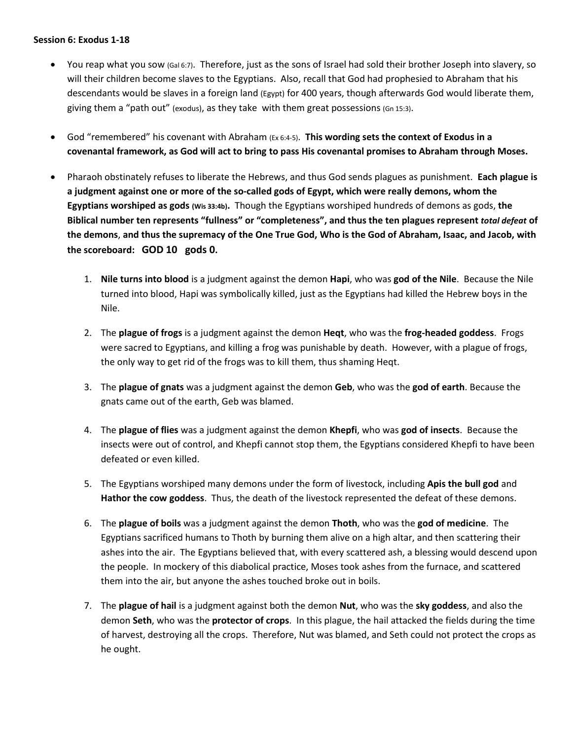**Session 6: Exodus 1-18**

- You reap what you sow (Gal 6:7). Therefore, just as the sons of Israel had sold their brother Joseph into slavery, so will their children become slaves to the Egyptians. Also, recall that God had prophesied to Abraham that his descendants would be slaves in a foreign land (Egypt) for 400 years, though afterwards God would liberate them, giving them a "path out" (exodus), as they take with them great possessions (Gn 15:3).

- God "remembered" his covenant with Abraham (Ex 6:4-5). **This wording sets the context of Exodus in a covenantal framework, as God will act to bring to pass His covenantal promises to Abraham through Moses.**

- Pharaoh obstinately refuses to liberate the Hebrews, and thus God sends plagues as punishment. **Each plague is a judgment against one or more of the so-called gods of Egypt, which were really demons, whom the Egyptians worshiped as gods (Wis 33:4b).** Though the Egyptians worshiped hundreds of demons as gods, **the Biblical number ten represents "fullness" or "completeness", and thus the ten plagues represent *total defeat* of the demons**, **and thus the supremacy of the One True God, Who is the God of Abraham, Isaac, and Jacob, with the scoreboard: GOD 10 gods 0.**

  1. **Nile turns into blood** is a judgment against the demon **Hapi**, who was **god of the Nile**. Because the Nile turned into blood, Hapi was symbolically killed, just as the Egyptians had killed the Hebrew boys in the Nile.

  2. The **plague of frogs** is a judgment against the demon **Heqt**, who was the **frog-headed goddess**. Frogs were sacred to Egyptians, and killing a frog was punishable by death. However, with a plague of frogs, the only way to get rid of the frogs was to kill them, thus shaming Heqt.

  3. The **plague of gnats** was a judgment against the demon **Geb**, who was the **god of earth**. Because the gnats came out of the earth, Geb was blamed.

  4. The **plague of flies** was a judgment against the demon **Khepfi**, who was **god of insects**. Because the insects were out of control, and Khepfi cannot stop them, the Egyptians considered Khepfi to have been defeated or even killed.

  5. The Egyptians worshiped many demons under the form of livestock, including **Apis the bull god** and **Hathor the cow goddess**. Thus, the death of the livestock represented the defeat of these demons.

  6. The **plague of boils** was a judgment against the demon **Thoth**, who was the **god of medicine**. The Egyptians sacrificed humans to Thoth by burning them alive on a high altar, and then scattering their ashes into the air. The Egyptians believed that, with every scattered ash, a blessing would descend upon the people. In mockery of this diabolical practice, Moses took ashes from the furnace, and scattered them into the air, but anyone the ashes touched broke out in boils.

  7. The **plague of hail** is a judgment against both the demon **Nut**, who was the **sky goddess**, and also the demon **Seth**, who was the **protector of crops**. In this plague, the hail attacked the fields during the time of harvest, destroying all the crops. Therefore, Nut was blamed, and Seth could not protect the crops as he ought.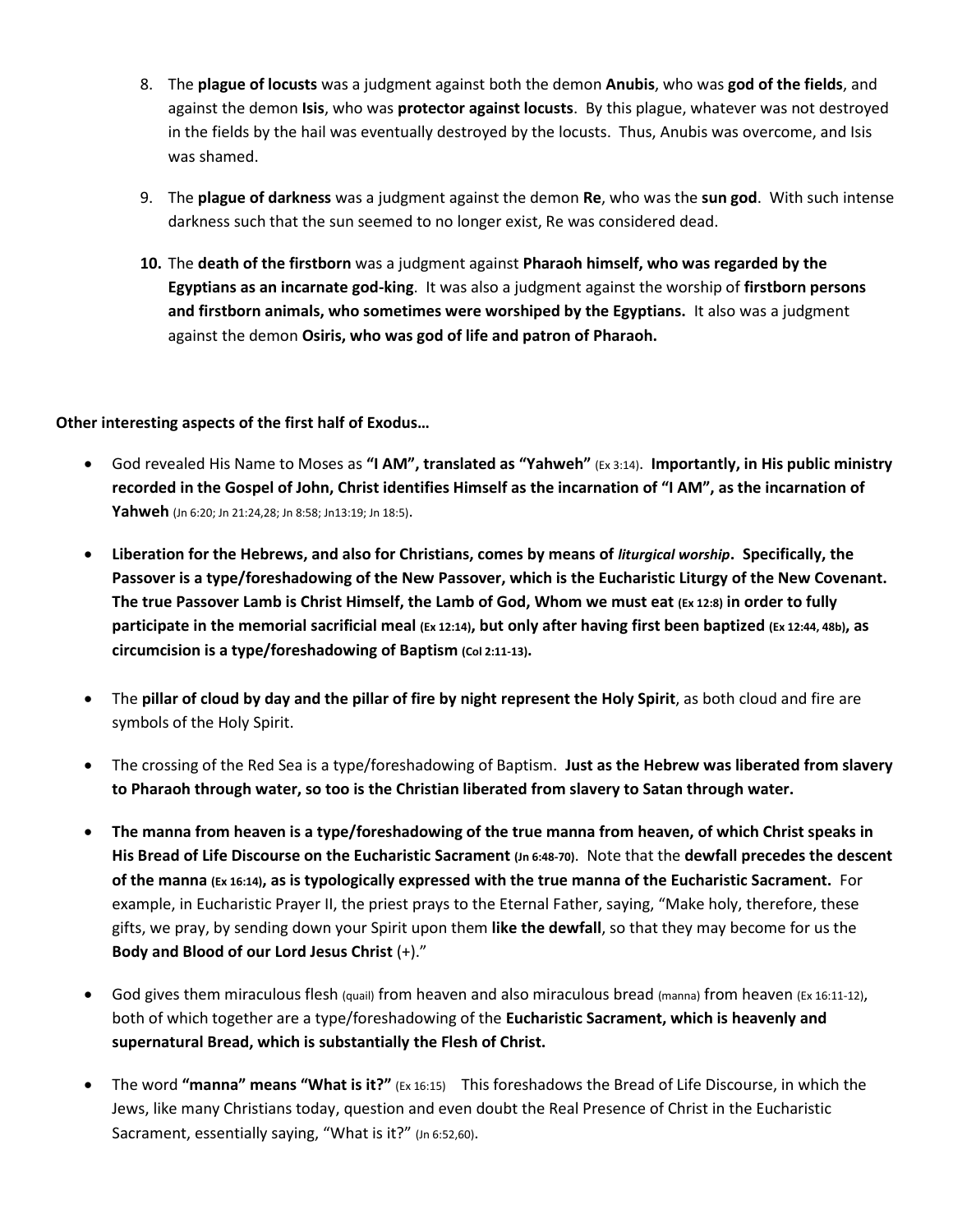8. The **plague of locusts** was a judgment against both the demon **Anubis**, who was **god of the fields**, and against the demon **Isis**, who was **protector against locusts**. By this plague, whatever was not destroyed in the fields by the hail was eventually destroyed by the locusts. Thus, Anubis was overcome, and Isis was shamed.

9. The **plague of darkness** was a judgment against the demon **Re**, who was the **sun god**. With such intense darkness such that the sun seemed to no longer exist, Re was considered dead.

10. The **death of the firstborn** was a judgment against **Pharaoh himself, who was regarded by the Egyptians as an incarnate god-king**. It was also a judgment against the worship of **firstborn persons and firstborn animals, who sometimes were worshiped by the Egyptians.** It also was a judgment against the demon **Osiris, who was god of life and patron of Pharaoh.**

**Other interesting aspects of the first half of Exodus…**

- God revealed His Name to Moses as **"I AM", translated as "Yahweh"** (Ex 3:14). **Importantly, in His public ministry recorded in the Gospel of John, Christ identifies Himself as the incarnation of "I AM", as the incarnation of Yahweh** (Jn 6:20; Jn 21:24,28; Jn 8:58; Jn13:19; Jn 18:5).

- **Liberation for the Hebrews, and also for Christians, comes by means of *liturgical worship*. Specifically, the Passover is a type/foreshadowing of the New Passover, which is the Eucharistic Liturgy of the New Covenant. The true Passover Lamb is Christ Himself, the Lamb of God, Whom we must eat (Ex 12:8) in order to fully participate in the memorial sacrificial meal (Ex 12:14), but only after having first been baptized (Ex 12:44, 48b), as circumcision is a type/foreshadowing of Baptism (Col 2:11-13).**

- The **pillar of cloud by day and the pillar of fire by night represent the Holy Spirit**, as both cloud and fire are symbols of the Holy Spirit.

- The crossing of the Red Sea is a type/foreshadowing of Baptism. **Just as the Hebrew was liberated from slavery to Pharaoh through water, so too is the Christian liberated from slavery to Satan through water.**

- **The manna from heaven is a type/foreshadowing of the true manna from heaven, of which Christ speaks in His Bread of Life Discourse on the Eucharistic Sacrament (Jn 6:48-70).** Note that the **dewfall precedes the descent of the manna (Ex 16:14), as is typologically expressed with the true manna of the Eucharistic Sacrament.** For example, in Eucharistic Prayer II, the priest prays to the Eternal Father, saying, "Make holy, therefore, these gifts, we pray, by sending down your Spirit upon them **like the dewfall**, so that they may become for us the **Body and Blood of our Lord Jesus Christ** (+)."

- God gives them miraculous flesh (quail) from heaven and also miraculous bread (manna) from heaven (Ex 16:11-12), both of which together are a type/foreshadowing of the **Eucharistic Sacrament, which is heavenly and supernatural Bread, which is substantially the Flesh of Christ.**

- The word **"manna" means "What is it?"** (Ex 16:15) This foreshadows the Bread of Life Discourse, in which the Jews, like many Christians today, question and even doubt the Real Presence of Christ in the Eucharistic Sacrament, essentially saying, "What is it?" (Jn 6:52,60).